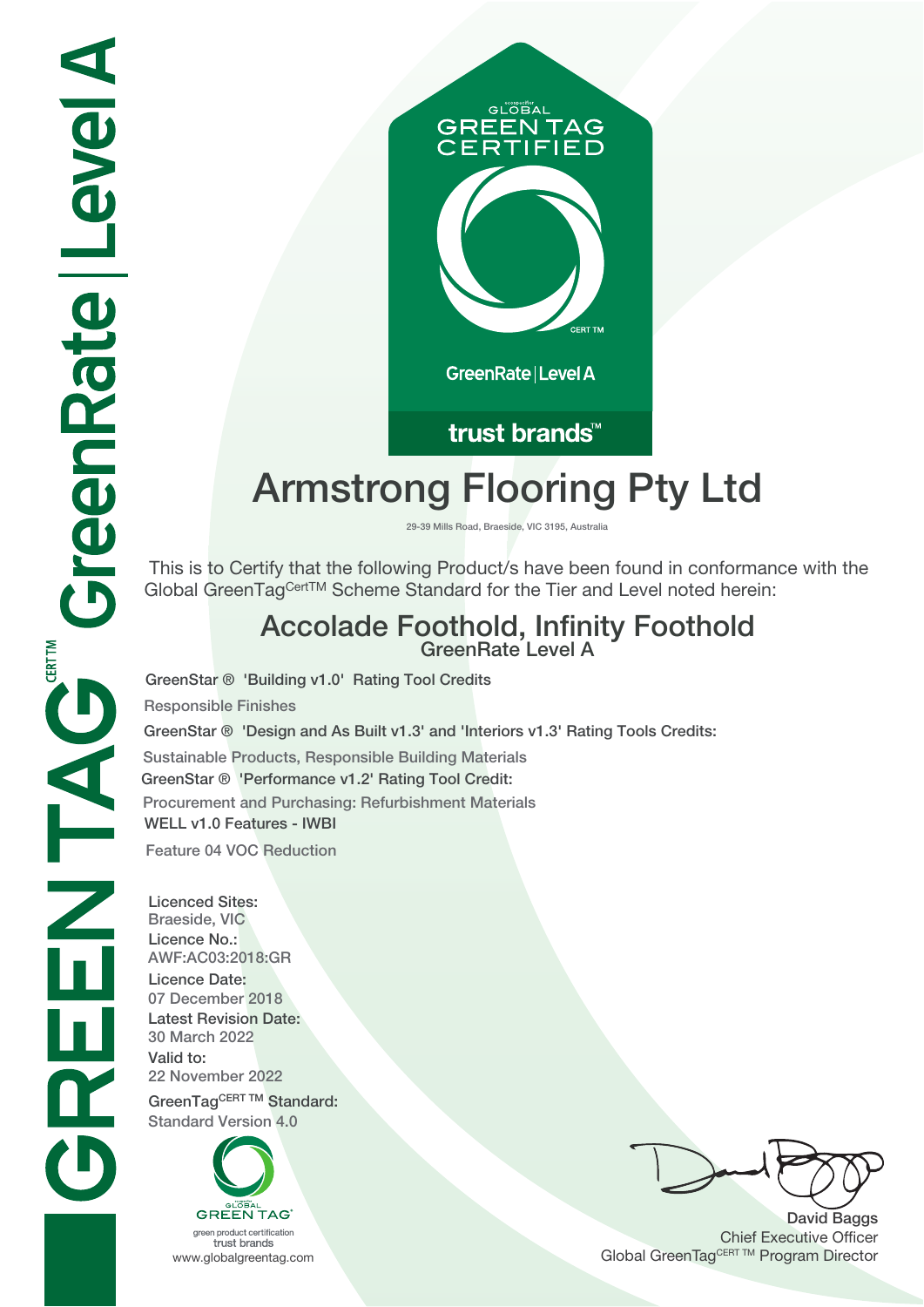GREENTAG CERT TM GreenRate | Level A

GLOBAL GREEN TAG CERTIFIED

CERT TM

GreenRate | Level A

trust brands™

# Armstrong Flooring Pty Ltd

29-39 Mills Road, Braeside, VIC 3195, Australia

This is to Certify that the following Product/s have been found in conformance with the Global GreenTag[CertTM] Scheme Standard for the Tier and Level noted herein:

## Accolade Foothold, Infinity Foothold

### GreenRate Level A

GreenStar ® 'Building v1.0' Rating Tool Credits

Responsible Finishes

GreenStar ® 'Design and As Built v1.3' and 'Interiors v1.3' Rating Tools Credits:

Sustainable Products, Responsible Building Materials

GreenStar ® 'Performance v1.2' Rating Tool Credit:

Procurement and Purchasing: Refurbishment Materials

WELL v1.0 Features - IWBI

Feature 04 VOC Reduction

**Licenced Sites:**
Braeside, VIC

**Licence No.:**
AWF:AC03:2018:GR

**Licence Date:**
07 December 2018

**Latest Revision Date:**
30 March 2022

**Valid to:**
22 November 2022

**GreenTag[CERT TM] Standard:**
Standard Version 4.0

GLOBAL GREEN TAG
green product certification
trust brands
www.globalgreentag.com

**David Baggs**
Chief Executive Officer
Global GreenTag[CERT TM] Program Director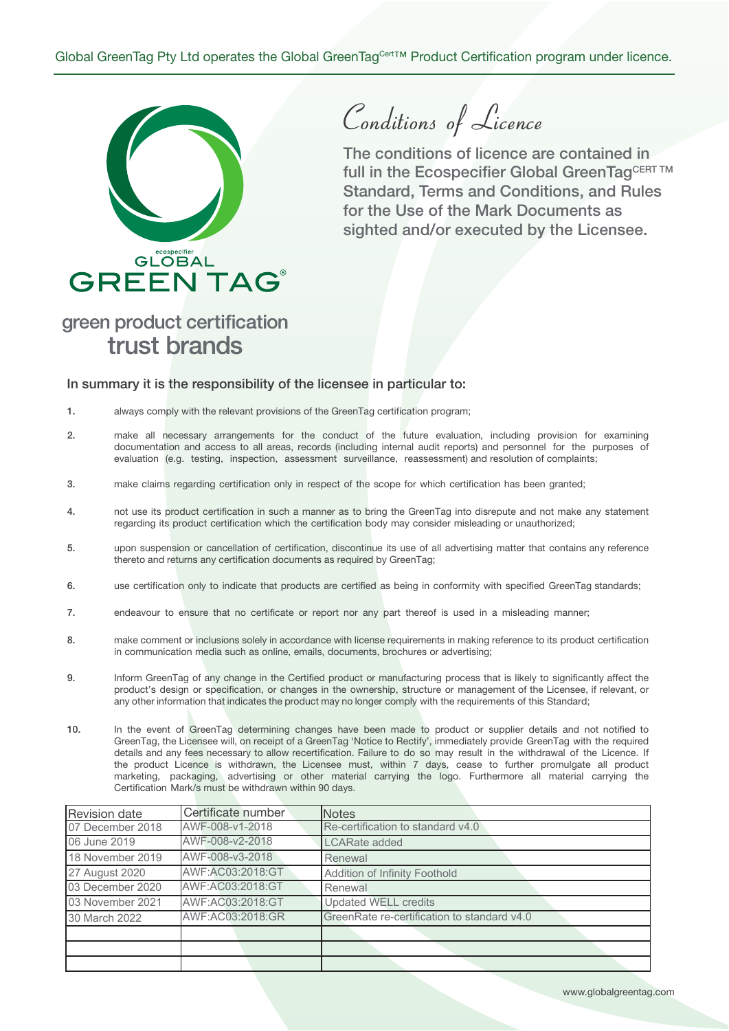Global GreenTag Pty Ltd operates the Global GreenTag[Cert]™ Product Certification program under licence.

ecospecifier
GLOBAL
GREEN TAG®

green product certification
trust brands

# Conditions of Licence

**The conditions of licence are contained in full in the Ecospecifier Global GreenTag[CERT TM] Standard, Terms and Conditions, and Rules for the Use of the Mark Documents as sighted and/or executed by the Licensee.**

## In summary it is the responsibility of the licensee in particular to:

1. always comply with the relevant provisions of the GreenTag certification program;
2. make all necessary arrangements for the conduct of the future evaluation, including provision for examining documentation and access to all areas, records (including internal audit reports) and personnel for the purposes of evaluation (e.g. testing, inspection, assessment surveillance, reassessment) and resolution of complaints;
3. make claims regarding certification only in respect of the scope for which certification has been granted;
4. not use its product certification in such a manner as to bring the GreenTag into disrepute and not make any statement regarding its product certification which the certification body may consider misleading or unauthorized;
5. upon suspension or cancellation of certification, discontinue its use of all advertising matter that contains any reference thereto and returns any certification documents as required by GreenTag;
6. use certification only to indicate that products are certified as being in conformity with specified GreenTag standards;
7. endeavour to ensure that no certificate or report nor any part thereof is used in a misleading manner;
8. make comment or inclusions solely in accordance with license requirements in making reference to its product certification in communication media such as online, emails, documents, brochures or advertising;
9. Inform GreenTag of any change in the Certified product or manufacturing process that is likely to significantly affect the product's design or specification, or changes in the ownership, structure or management of the Licensee, if relevant, or any other information that indicates the product may no longer comply with the requirements of this Standard;
10. In the event of GreenTag determining changes have been made to product or supplier details and not notified to GreenTag, the Licensee will, on receipt of a GreenTag 'Notice to Rectify', immediately provide GreenTag with the required details and any fees necessary to allow recertification. Failure to do so may result in the withdrawal of the Licence. If the product Licence is withdrawn, the Licensee must, within 7 days, cease to further promulgate all product marketing, packaging, advertising or other material carrying the logo. Furthermore all material carrying the Certification Mark/s must be withdrawn within 90 days.

| Revision date | Certificate number | Notes |
|---|---|---|
| 07 December 2018 | AWF-008-v1-2018 | Re-certification to standard v4.0 |
| 06 June 2019 | AWF-008-v2-2018 | LCARate added |
| 18 November 2019 | AWF-008-v3-2018 | Renewal |
| 27 August 2020 | AWF:AC03:2018:GT | Addition of Infinity Foothold |
| 03 December 2020 | AWF:AC03:2018:GT | Renewal |
| 03 November 2021 | AWF:AC03:2018:GT | Updated WELL credits |
| 30 March 2022 | AWF:AC03:2018:GR | GreenRate re-certification to standard v4.0 |
| | | |
| | | |
| | | |

www.globalgreentag.com